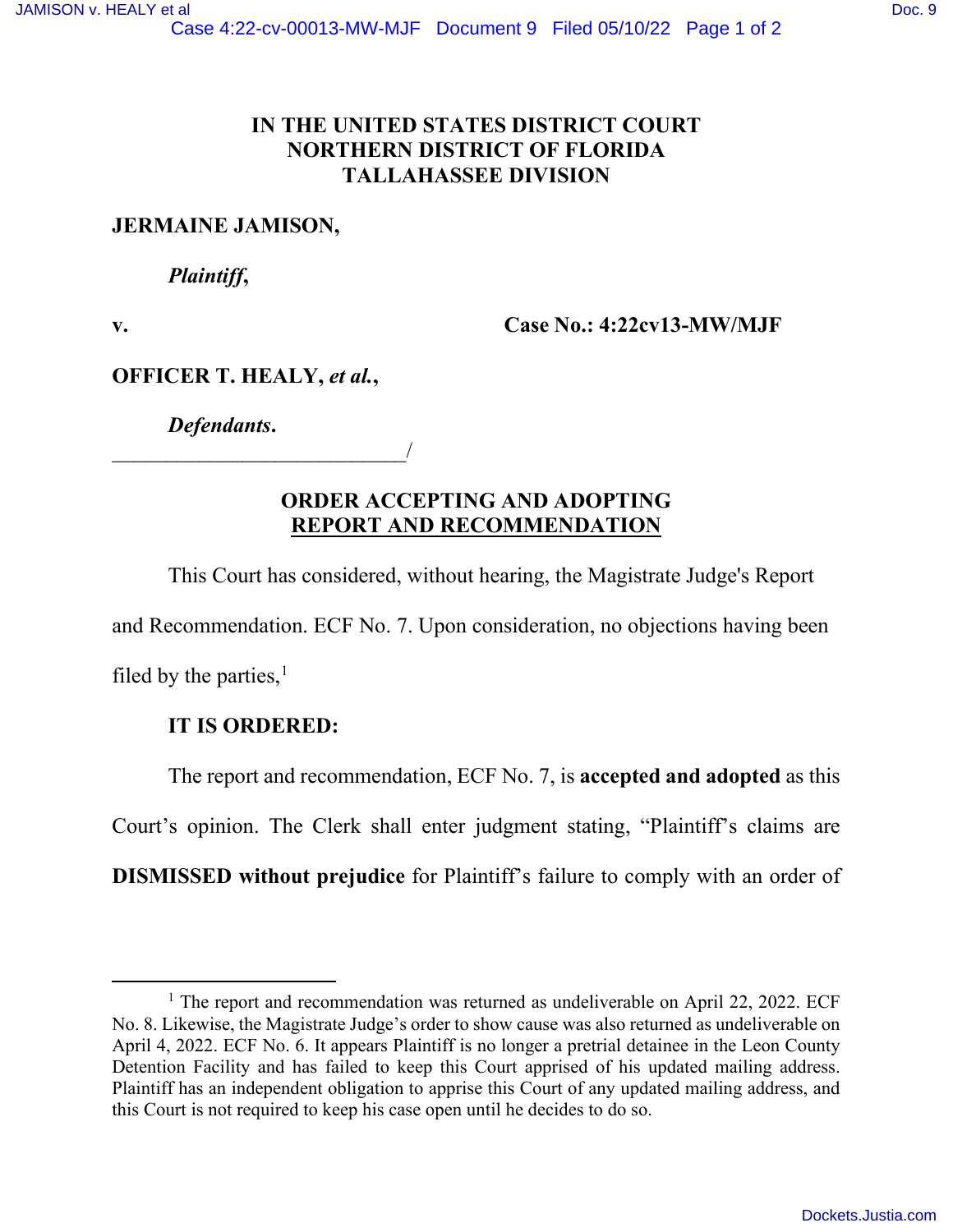**IN THE UNITED STATES DISTRICT COURT**
**NORTHERN DISTRICT OF FLORIDA**
**TALLAHASSEE DIVISION**

**JERMAINE JAMISON,**

***Plaintiff*,**

**v.** **Case No.: 4:22cv13-MW/MJF**

**OFFICER T. HEALY, *et al.*,**

***Defendants*.**

_____________________________/

## ORDER ACCEPTING AND ADOPTING REPORT AND RECOMMENDATION

This Court has considered, without hearing, the Magistrate Judge's Report and Recommendation. ECF No. 7. Upon consideration, no objections having been filed by the parties,[1]

**IT IS ORDERED:**

The report and recommendation, ECF No. 7, is **accepted and adopted** as this Court's opinion. The Clerk shall enter judgment stating, "Plaintiff's claims are **DISMISSED without prejudice** for Plaintiff's failure to comply with an order of

---

[1] The report and recommendation was returned as undeliverable on April 22, 2022. ECF No. 8. Likewise, the Magistrate Judge's order to show cause was also returned as undeliverable on April 4, 2022. ECF No. 6. It appears Plaintiff is no longer a pretrial detainee in the Leon County Detention Facility and has failed to keep this Court apprised of his updated mailing address. Plaintiff has an independent obligation to apprise this Court of any updated mailing address, and this Court is not required to keep his case open until he decides to do so.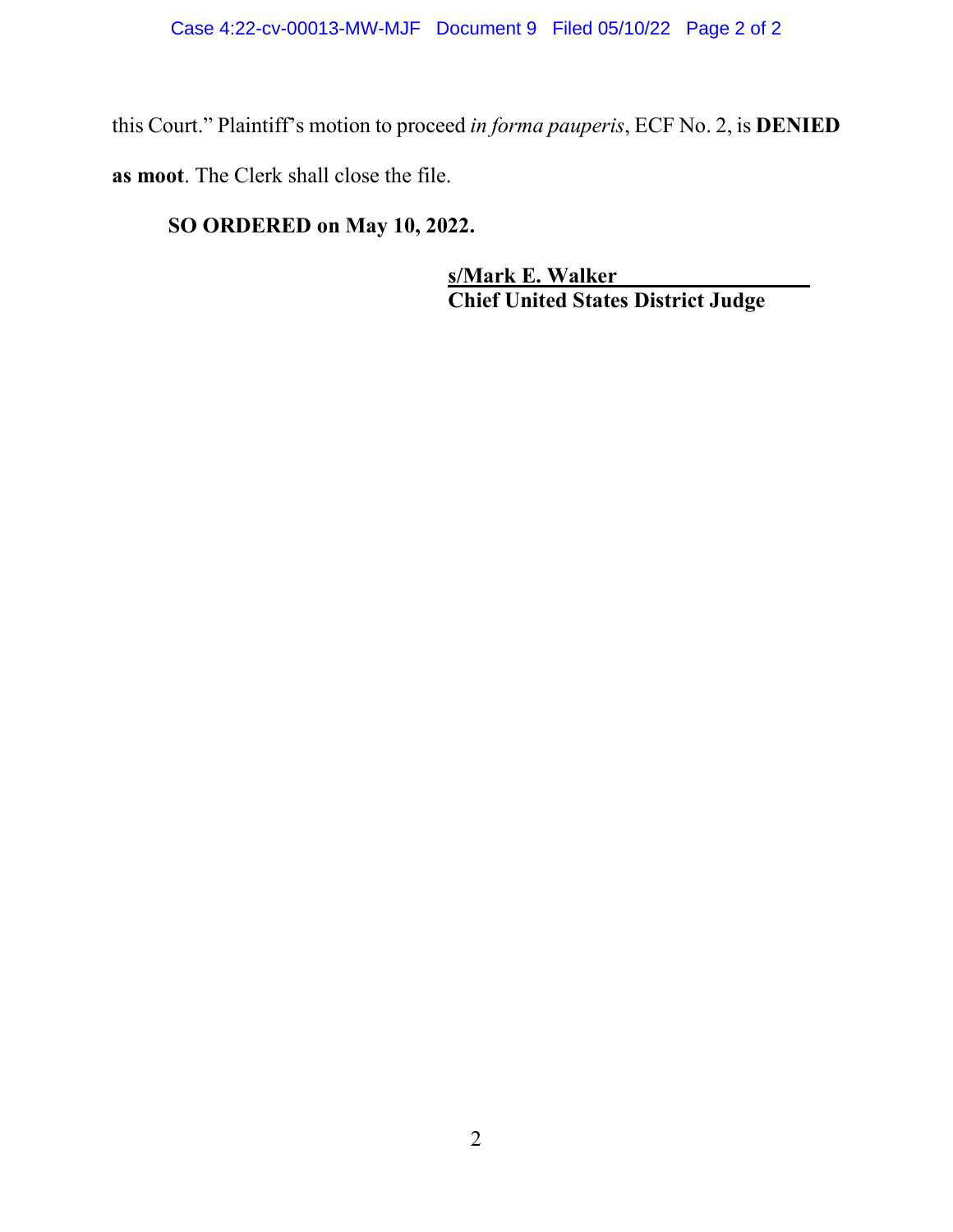this Court." Plaintiff's motion to proceed *in forma pauperis*, ECF No. 2, is **DENIED as moot**. The Clerk shall close the file.

**SO ORDERED on May 10, 2022.**

**s/Mark E. Walker**
**Chief United States District Judge**